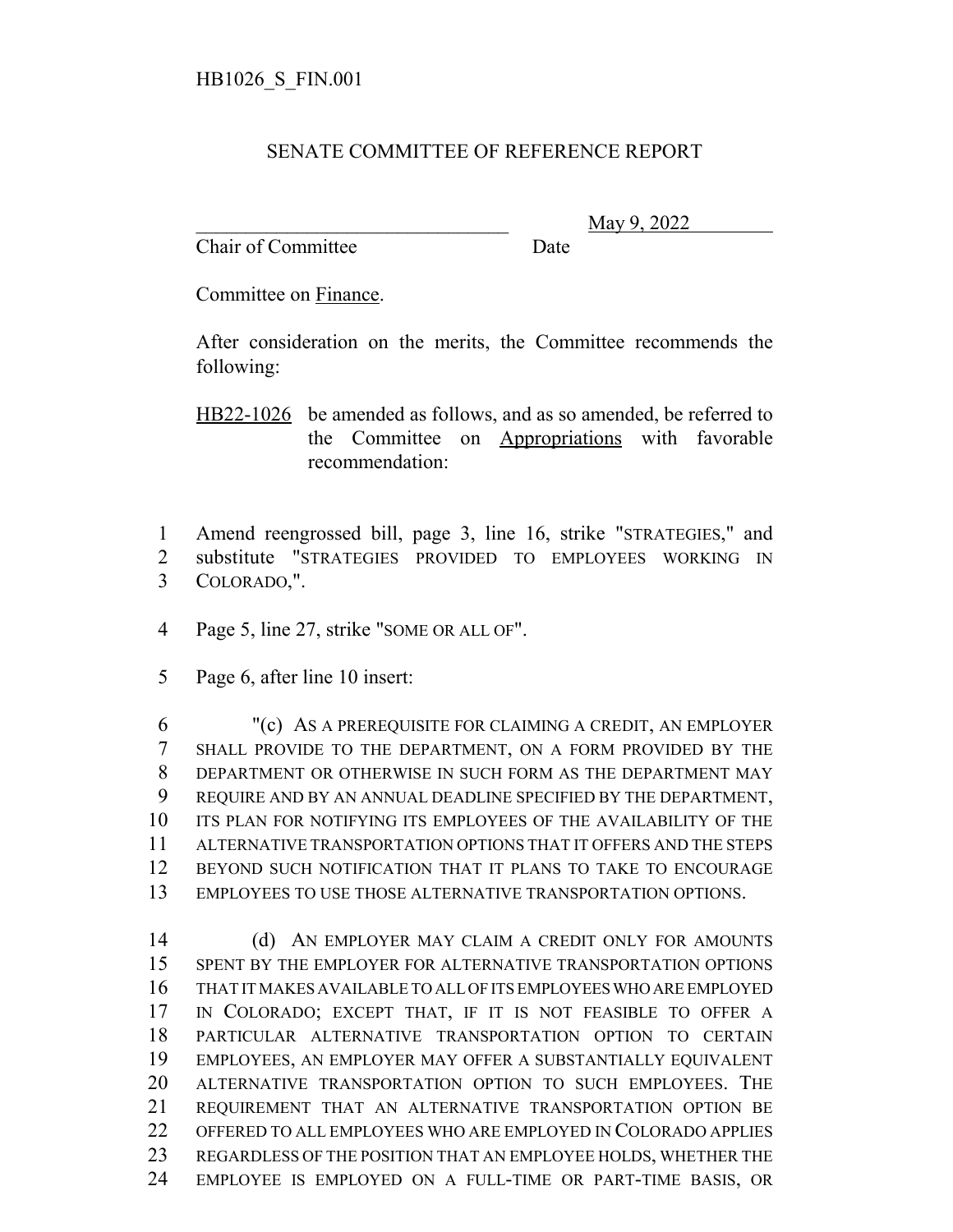HB1026_S_FIN.001

SENATE COMMITTEE OF REFERENCE REPORT

________________________________ May 9, 2022
Chair of Committee Date

Committee on Finance.

After consideration on the merits, the Committee recommends the following:

HB22-1026 be amended as follows, and as so amended, be referred to the Committee on Appropriations with favorable recommendation:

1 Amend reengrossed bill, page 3, line 16, strike "STRATEGIES," and
2 substitute "STRATEGIES PROVIDED TO EMPLOYEES WORKING IN
3 COLORADO,".

4 Page 5, line 27, strike "SOME OR ALL OF".

5 Page 6, after line 10 insert:

6 "(c) AS A PREREQUISITE FOR CLAIMING A CREDIT, AN EMPLOYER
7 SHALL PROVIDE TO THE DEPARTMENT, ON A FORM PROVIDED BY THE
8 DEPARTMENT OR OTHERWISE IN SUCH FORM AS THE DEPARTMENT MAY
9 REQUIRE AND BY AN ANNUAL DEADLINE SPECIFIED BY THE DEPARTMENT,
10 ITS PLAN FOR NOTIFYING ITS EMPLOYEES OF THE AVAILABILITY OF THE
11 ALTERNATIVE TRANSPORTATION OPTIONS THAT IT OFFERS AND THE STEPS
12 BEYOND SUCH NOTIFICATION THAT IT PLANS TO TAKE TO ENCOURAGE
13 EMPLOYEES TO USE THOSE ALTERNATIVE TRANSPORTATION OPTIONS.

14 (d) AN EMPLOYER MAY CLAIM A CREDIT ONLY FOR AMOUNTS
15 SPENT BY THE EMPLOYER FOR ALTERNATIVE TRANSPORTATION OPTIONS
16 THAT IT MAKES AVAILABLE TO ALL OF ITS EMPLOYEES WHO ARE EMPLOYED
17 IN COLORADO; EXCEPT THAT, IF IT IS NOT FEASIBLE TO OFFER A
18 PARTICULAR ALTERNATIVE TRANSPORTATION OPTION TO CERTAIN
19 EMPLOYEES, AN EMPLOYER MAY OFFER A SUBSTANTIALLY EQUIVALENT
20 ALTERNATIVE TRANSPORTATION OPTION TO SUCH EMPLOYEES. THE
21 REQUIREMENT THAT AN ALTERNATIVE TRANSPORTATION OPTION BE
22 OFFERED TO ALL EMPLOYEES WHO ARE EMPLOYED IN COLORADO APPLIES
23 REGARDLESS OF THE POSITION THAT AN EMPLOYEE HOLDS, WHETHER THE
24 EMPLOYEE IS EMPLOYED ON A FULL-TIME OR PART-TIME BASIS, OR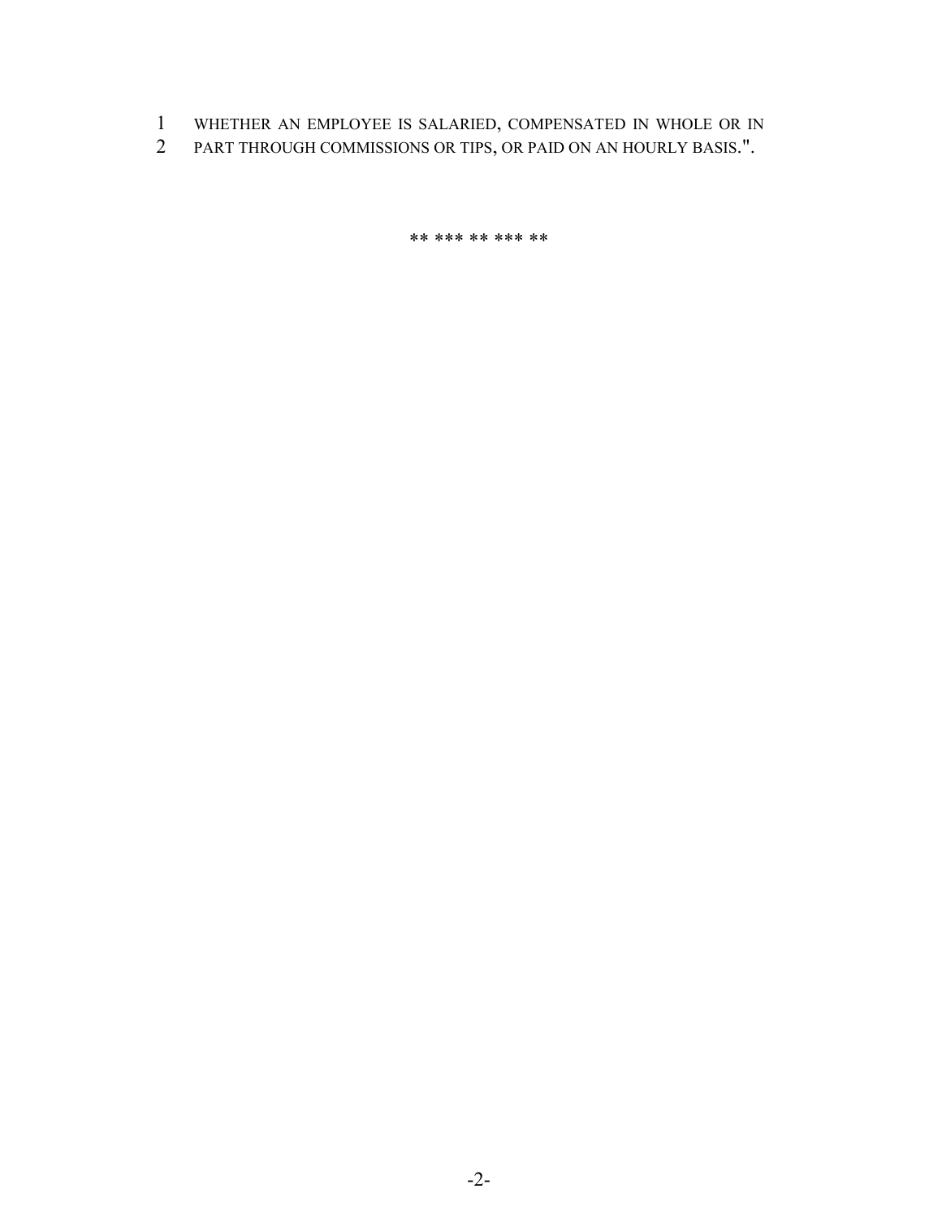1 WHETHER AN EMPLOYEE IS SALARIED, COMPENSATED IN WHOLE OR IN
2 PART THROUGH COMMISSIONS OR TIPS, OR PAID ON AN HOURLY BASIS.".

** *** ** *** **